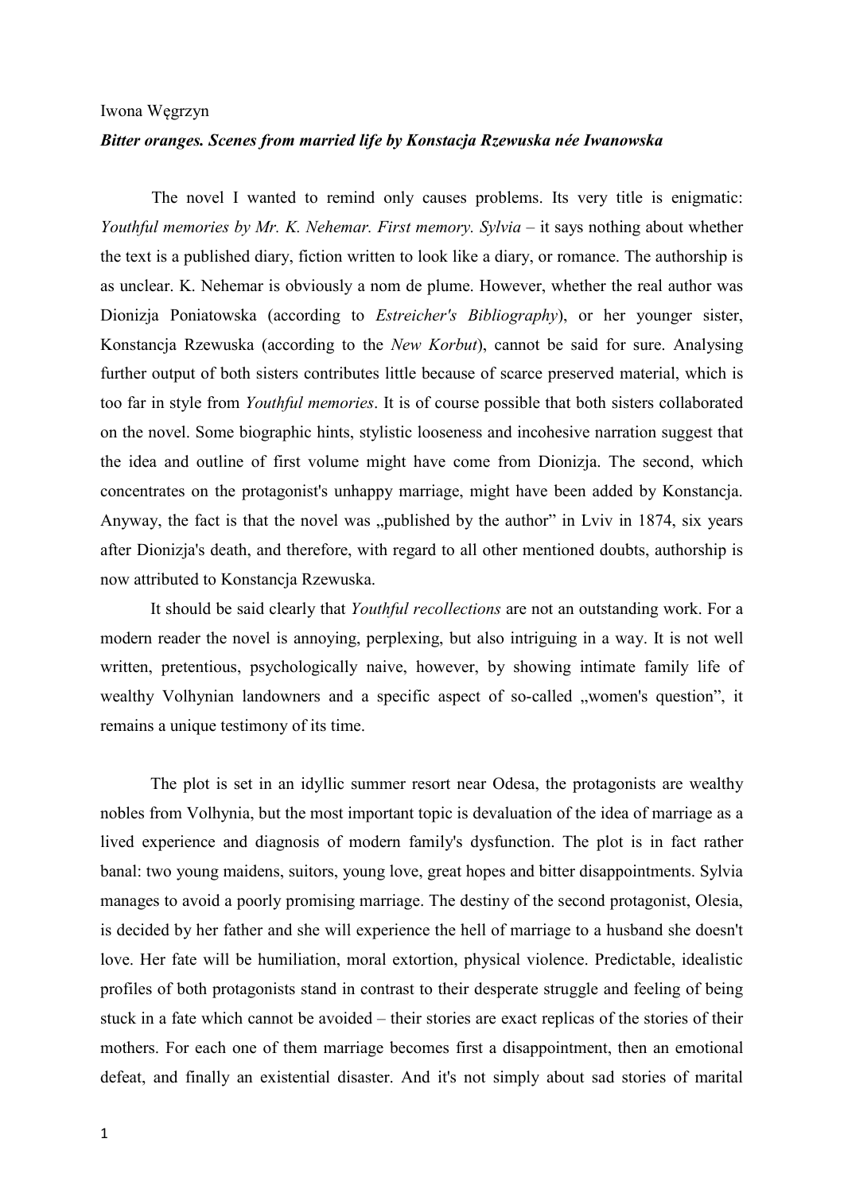Iwona Węgrzyn

***Bitter oranges. Scenes from married life by Konstacja Rzewuska née Iwanowska***

The novel I wanted to remind only causes problems. Its very title is enigmatic: *Youthful memories by Mr. K. Nehemar. First memory. Sylvia* – it says nothing about whether the text is a published diary, fiction written to look like a diary, or romance. The authorship is as unclear. K. Nehemar is obviously a nom de plume. However, whether the real author was Dionizja Poniatowska (according to *Estreicher's Bibliography*), or her younger sister, Konstancja Rzewuska (according to the *New Korbut*), cannot be said for sure. Analysing further output of both sisters contributes little because of scarce preserved material, which is too far in style from *Youthful memories*. It is of course possible that both sisters collaborated on the novel. Some biographic hints, stylistic looseness and incohesive narration suggest that the idea and outline of first volume might have come from Dionizja. The second, which concentrates on the protagonist's unhappy marriage, might have been added by Konstancja. Anyway, the fact is that the novel was „published by the author" in Lviv in 1874, six years after Dionizja's death, and therefore, with regard to all other mentioned doubts, authorship is now attributed to Konstancja Rzewuska.

It should be said clearly that *Youthful recollections* are not an outstanding work. For a modern reader the novel is annoying, perplexing, but also intriguing in a way. It is not well written, pretentious, psychologically naive, however, by showing intimate family life of wealthy Volhynian landowners and a specific aspect of so-called „women's question", it remains a unique testimony of its time.

The plot is set in an idyllic summer resort near Odesa, the protagonists are wealthy nobles from Volhynia, but the most important topic is devaluation of the idea of marriage as a lived experience and diagnosis of modern family's dysfunction. The plot is in fact rather banal: two young maidens, suitors, young love, great hopes and bitter disappointments. Sylvia manages to avoid a poorly promising marriage. The destiny of the second protagonist, Olesia, is decided by her father and she will experience the hell of marriage to a husband she doesn't love. Her fate will be humiliation, moral extortion, physical violence. Predictable, idealistic profiles of both protagonists stand in contrast to their desperate struggle and feeling of being stuck in a fate which cannot be avoided – their stories are exact replicas of the stories of their mothers. For each one of them marriage becomes first a disappointment, then an emotional defeat, and finally an existential disaster. And it's not simply about sad stories of marital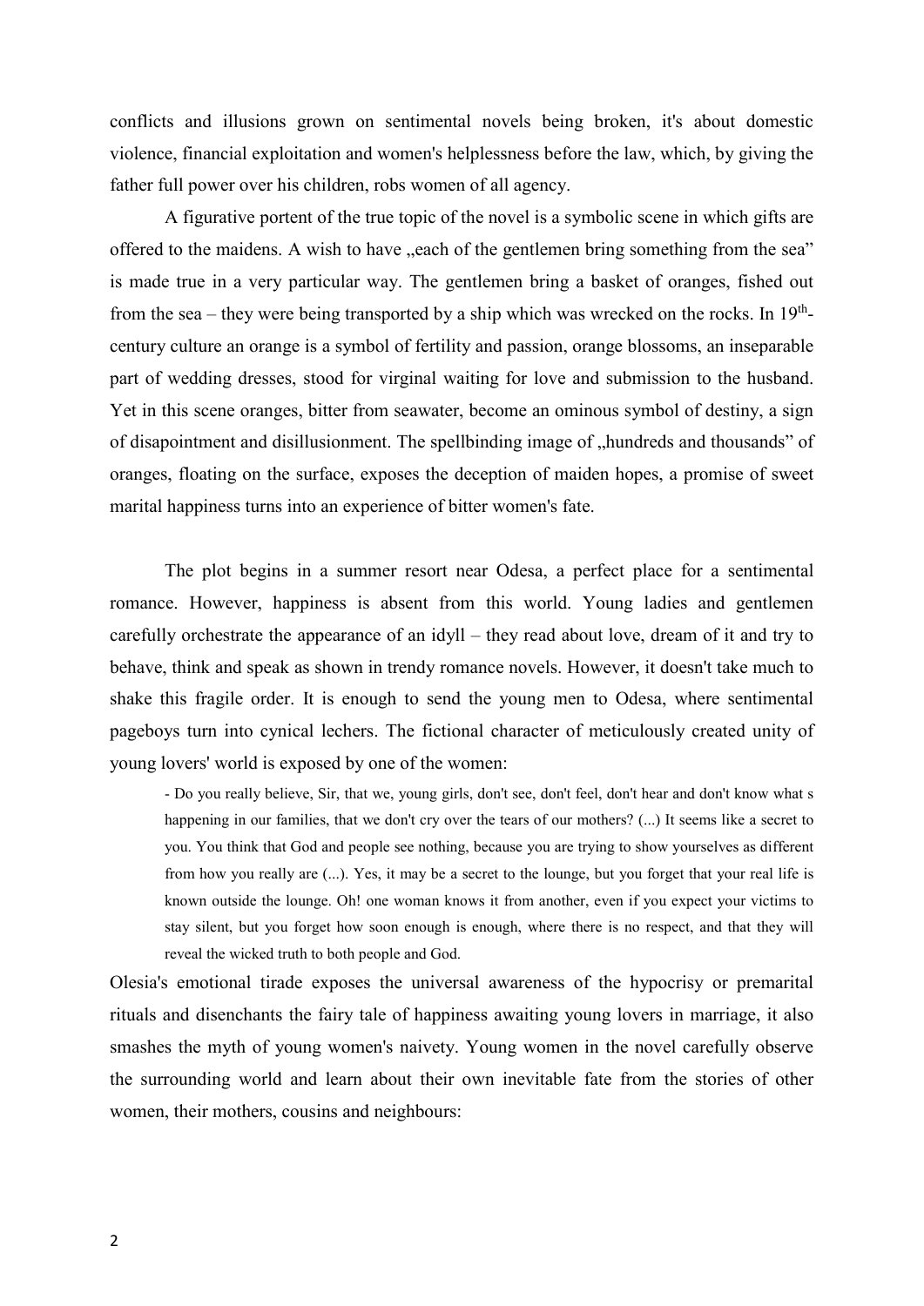conflicts and illusions grown on sentimental novels being broken, it's about domestic violence, financial exploitation and women's helplessness before the law, which, by giving the father full power over his children, robs women of all agency.

A figurative portent of the true topic of the novel is a symbolic scene in which gifts are offered to the maidens. A wish to have „each of the gentlemen bring something from the sea" is made true in a very particular way. The gentlemen bring a basket of oranges, fished out from the sea – they were being transported by a ship which was wrecked on the rocks. In 19th-century culture an orange is a symbol of fertility and passion, orange blossoms, an inseparable part of wedding dresses, stood for virginal waiting for love and submission to the husband. Yet in this scene oranges, bitter from seawater, become an ominous symbol of destiny, a sign of disapointment and disillusionment. The spellbinding image of „hundreds and thousands" of oranges, floating on the surface, exposes the deception of maiden hopes, a promise of sweet marital happiness turns into an experience of bitter women's fate.

The plot begins in a summer resort near Odesa, a perfect place for a sentimental romance. However, happiness is absent from this world. Young ladies and gentlemen carefully orchestrate the appearance of an idyll – they read about love, dream of it and try to behave, think and speak as shown in trendy romance novels. However, it doesn't take much to shake this fragile order. It is enough to send the young men to Odesa, where sentimental pageboys turn into cynical lechers. The fictional character of meticulously created unity of young lovers' world is exposed by one of the women:

> - Do you really believe, Sir, that we, young girls, don't see, don't feel, don't hear and don't know what s happening in our families, that we don't cry over the tears of our mothers? (...) It seems like a secret to you. You think that God and people see nothing, because you are trying to show yourselves as different from how you really are (...). Yes, it may be a secret to the lounge, but you forget that your real life is known outside the lounge. Oh! one woman knows it from another, even if you expect your victims to stay silent, but you forget how soon enough is enough, where there is no respect, and that they will reveal the wicked truth to both people and God.

Olesia's emotional tirade exposes the universal awareness of the hypocrisy or premarital rituals and disenchants the fairy tale of happiness awaiting young lovers in marriage, it also smashes the myth of young women's naivety. Young women in the novel carefully observe the surrounding world and learn about their own inevitable fate from the stories of other women, their mothers, cousins and neighbours: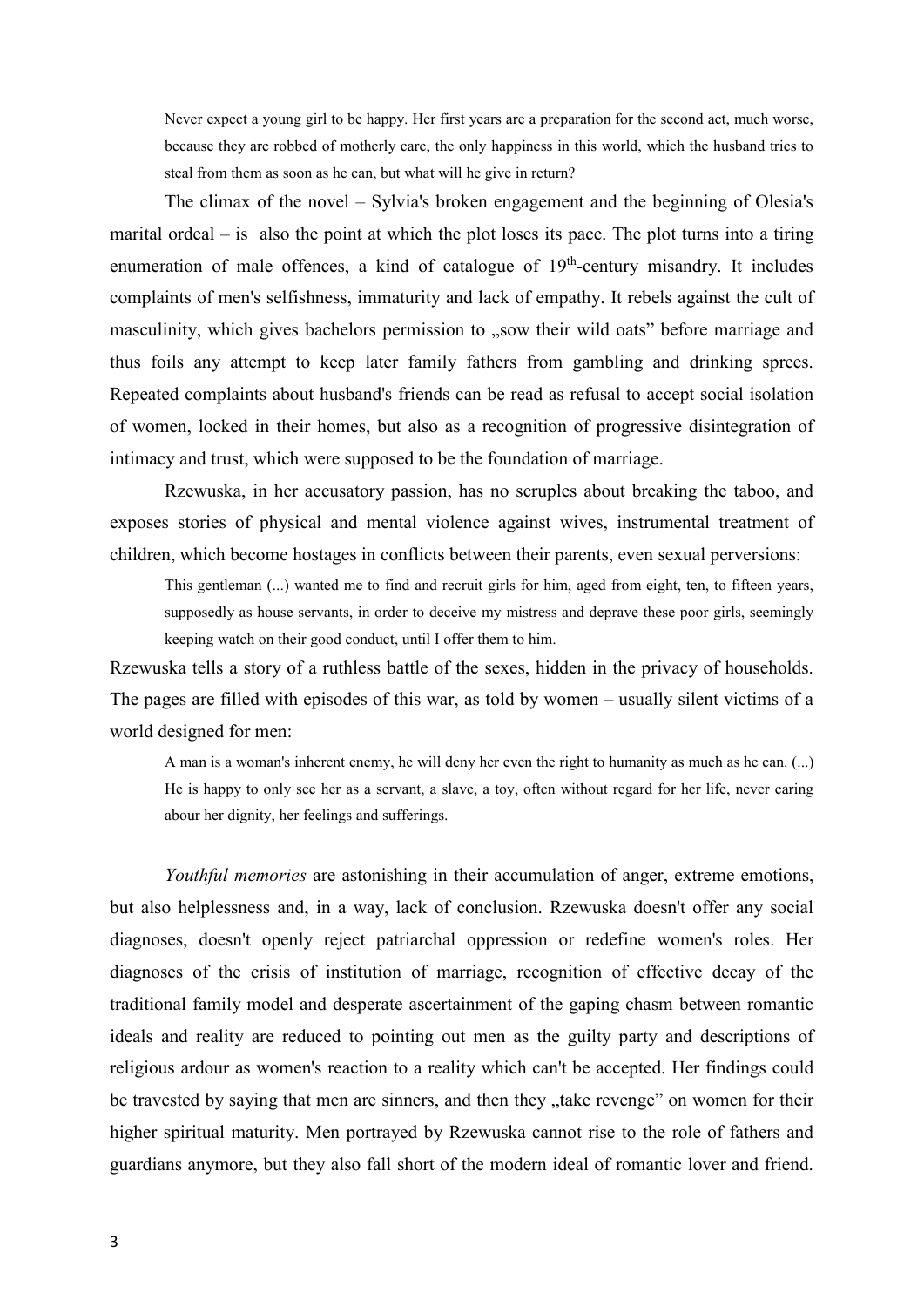> Never expect a young girl to be happy. Her first years are a preparation for the second act, much worse, because they are robbed of motherly care, the only happiness in this world, which the husband tries to steal from them as soon as he can, but what will he give in return?

The climax of the novel – Sylvia's broken engagement and the beginning of Olesia's marital ordeal – is also the point at which the plot loses its pace. The plot turns into a tiring enumeration of male offences, a kind of catalogue of 19th-century misandry. It includes complaints of men's selfishness, immaturity and lack of empathy. It rebels against the cult of masculinity, which gives bachelors permission to „sow their wild oats" before marriage and thus foils any attempt to keep later family fathers from gambling and drinking sprees. Repeated complaints about husband's friends can be read as refusal to accept social isolation of women, locked in their homes, but also as a recognition of progressive disintegration of intimacy and trust, which were supposed to be the foundation of marriage.

Rzewuska, in her accusatory passion, has no scruples about breaking the taboo, and exposes stories of physical and mental violence against wives, instrumental treatment of children, which become hostages in conflicts between their parents, even sexual perversions:

> This gentleman (...) wanted me to find and recruit girls for him, aged from eight, ten, to fifteen years, supposedly as house servants, in order to deceive my mistress and deprave these poor girls, seemingly keeping watch on their good conduct, until I offer them to him.

Rzewuska tells a story of a ruthless battle of the sexes, hidden in the privacy of households. The pages are filled with episodes of this war, as told by women – usually silent victims of a world designed for men:

> A man is a woman's inherent enemy, he will deny her even the right to humanity as much as he can. (...) He is happy to only see her as a servant, a slave, a toy, often without regard for her life, never caring abour her dignity, her feelings and sufferings.

*Youthful memories* are astonishing in their accumulation of anger, extreme emotions, but also helplessness and, in a way, lack of conclusion. Rzewuska doesn't offer any social diagnoses, doesn't openly reject patriarchal oppression or redefine women's roles. Her diagnoses of the crisis of institution of marriage, recognition of effective decay of the traditional family model and desperate ascertainment of the gaping chasm between romantic ideals and reality are reduced to pointing out men as the guilty party and descriptions of religious ardour as women's reaction to a reality which can't be accepted. Her findings could be travested by saying that men are sinners, and then they „take revenge" on women for their higher spiritual maturity. Men portrayed by Rzewuska cannot rise to the role of fathers and guardians anymore, but they also fall short of the modern ideal of romantic lover and friend.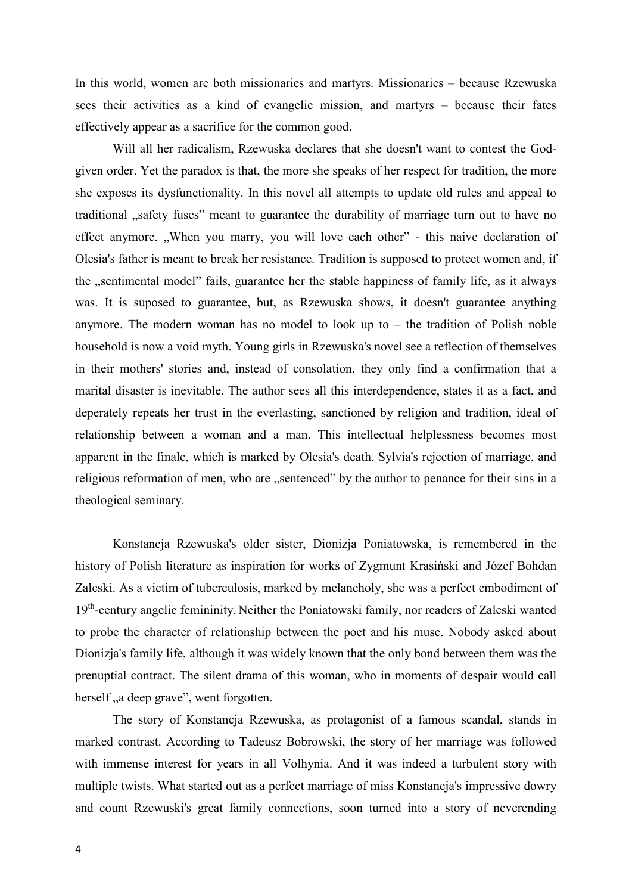In this world, women are both missionaries and martyrs. Missionaries – because Rzewuska sees their activities as a kind of evangelic mission, and martyrs – because their fates effectively appear as a sacrifice for the common good.

Will all her radicalism, Rzewuska declares that she doesn't want to contest the God-given order. Yet the paradox is that, the more she speaks of her respect for tradition, the more she exposes its dysfunctionality. In this novel all attempts to update old rules and appeal to traditional „safety fuses" meant to guarantee the durability of marriage turn out to have no effect anymore. „When you marry, you will love each other" - this naive declaration of Olesia's father is meant to break her resistance. Tradition is supposed to protect women and, if the „sentimental model" fails, guarantee her the stable happiness of family life, as it always was. It is suposed to guarantee, but, as Rzewuska shows, it doesn't guarantee anything anymore. The modern woman has no model to look up to – the tradition of Polish noble household is now a void myth. Young girls in Rzewuska's novel see a reflection of themselves in their mothers' stories and, instead of consolation, they only find a confirmation that a marital disaster is inevitable. The author sees all this interdependence, states it as a fact, and deperately repeats her trust in the everlasting, sanctioned by religion and tradition, ideal of relationship between a woman and a man. This intellectual helplessness becomes most apparent in the finale, which is marked by Olesia's death, Sylvia's rejection of marriage, and religious reformation of men, who are „sentenced" by the author to penance for their sins in a theological seminary.

Konstancja Rzewuska's older sister, Dionizja Poniatowska, is remembered in the history of Polish literature as inspiration for works of Zygmunt Krasiński and Józef Bohdan Zaleski. As a victim of tuberculosis, marked by melancholy, she was a perfect embodiment of 19th-century angelic femininity. Neither the Poniatowski family, nor readers of Zaleski wanted to probe the character of relationship between the poet and his muse. Nobody asked about Dionizja's family life, although it was widely known that the only bond between them was the prenuptial contract. The silent drama of this woman, who in moments of despair would call herself „a deep grave", went forgotten.

The story of Konstancja Rzewuska, as protagonist of a famous scandal, stands in marked contrast. According to Tadeusz Bobrowski, the story of her marriage was followed with immense interest for years in all Volhynia. And it was indeed a turbulent story with multiple twists. What started out as a perfect marriage of miss Konstancja's impressive dowry and count Rzewuski's great family connections, soon turned into a story of neverending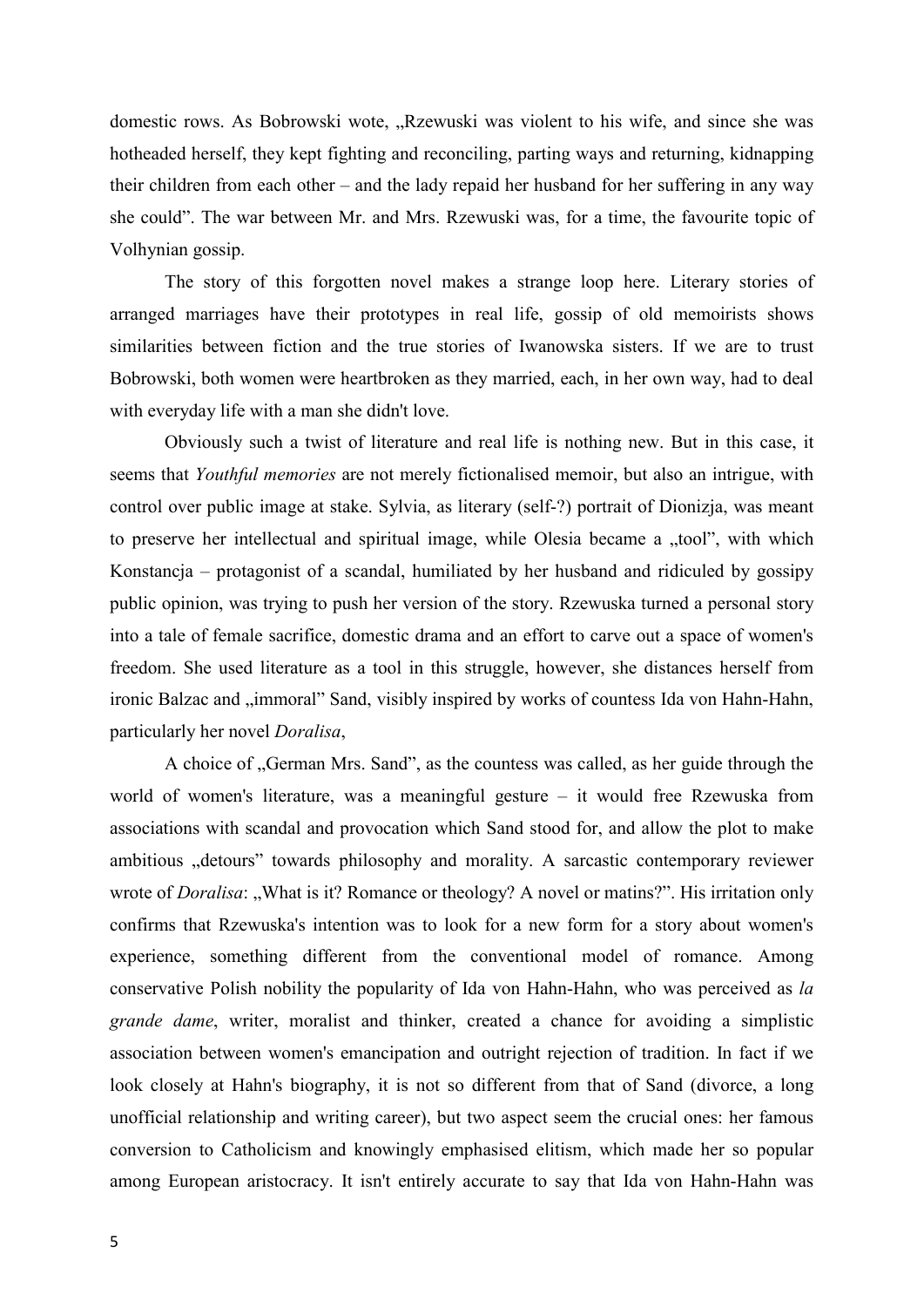domestic rows. As Bobrowski wote, „Rzewuski was violent to his wife, and since she was hotheaded herself, they kept fighting and reconciling, parting ways and returning, kidnapping their children from each other – and the lady repaid her husband for her suffering in any way she could". The war between Mr. and Mrs. Rzewuski was, for a time, the favourite topic of Volhynian gossip.

The story of this forgotten novel makes a strange loop here. Literary stories of arranged marriages have their prototypes in real life, gossip of old memoirists shows similarities between fiction and the true stories of Iwanowska sisters. If we are to trust Bobrowski, both women were heartbroken as they married, each, in her own way, had to deal with everyday life with a man she didn't love.

Obviously such a twist of literature and real life is nothing new. But in this case, it seems that *Youthful memories* are not merely fictionalised memoir, but also an intrigue, with control over public image at stake. Sylvia, as literary (self-?) portrait of Dionizja, was meant to preserve her intellectual and spiritual image, while Olesia became a „tool", with which Konstancja – protagonist of a scandal, humiliated by her husband and ridiculed by gossipy public opinion, was trying to push her version of the story. Rzewuska turned a personal story into a tale of female sacrifice, domestic drama and an effort to carve out a space of women's freedom. She used literature as a tool in this struggle, however, she distances herself from ironic Balzac and „immoral" Sand, visibly inspired by works of countess Ida von Hahn-Hahn, particularly her novel *Doralisa*,

A choice of „German Mrs. Sand", as the countess was called, as her guide through the world of women's literature, was a meaningful gesture – it would free Rzewuska from associations with scandal and provocation which Sand stood for, and allow the plot to make ambitious „detours" towards philosophy and morality. A sarcastic contemporary reviewer wrote of *Doralisa*: „What is it? Romance or theology? A novel or matins?". His irritation only confirms that Rzewuska's intention was to look for a new form for a story about women's experience, something different from the conventional model of romance. Among conservative Polish nobility the popularity of Ida von Hahn-Hahn, who was perceived as *la grande dame*, writer, moralist and thinker, created a chance for avoiding a simplistic association between women's emancipation and outright rejection of tradition. In fact if we look closely at Hahn's biography, it is not so different from that of Sand (divorce, a long unofficial relationship and writing career), but two aspect seem the crucial ones: her famous conversion to Catholicism and knowingly emphasised elitism, which made her so popular among European aristocracy. It isn't entirely accurate to say that Ida von Hahn-Hahn was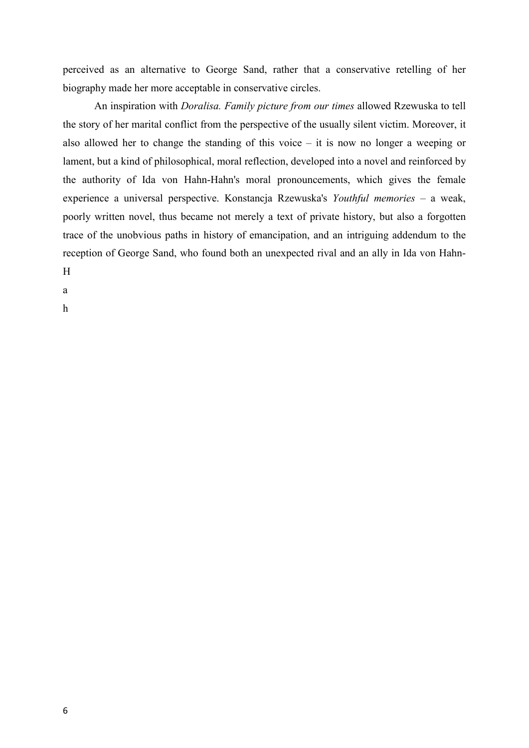perceived as an alternative to George Sand, rather that a conservative retelling of her biography made her more acceptable in conservative circles.

An inspiration with *Doralisa. Family picture from our times* allowed Rzewuska to tell the story of her marital conflict from the perspective of the usually silent victim. Moreover, it also allowed her to change the standing of this voice – it is now no longer a weeping or lament, but a kind of philosophical, moral reflection, developed into a novel and reinforced by the authority of Ida von Hahn-Hahn's moral pronouncements, which gives the female experience a universal perspective. Konstancja Rzewuska's *Youthful memories* – a weak, poorly written novel, thus became not merely a text of private history, but also a forgotten trace of the unobvious paths in history of emancipation, and an intriguing addendum to the reception of George Sand, who found both an unexpected rival and an ally in Ida von Hahn-H

a

h